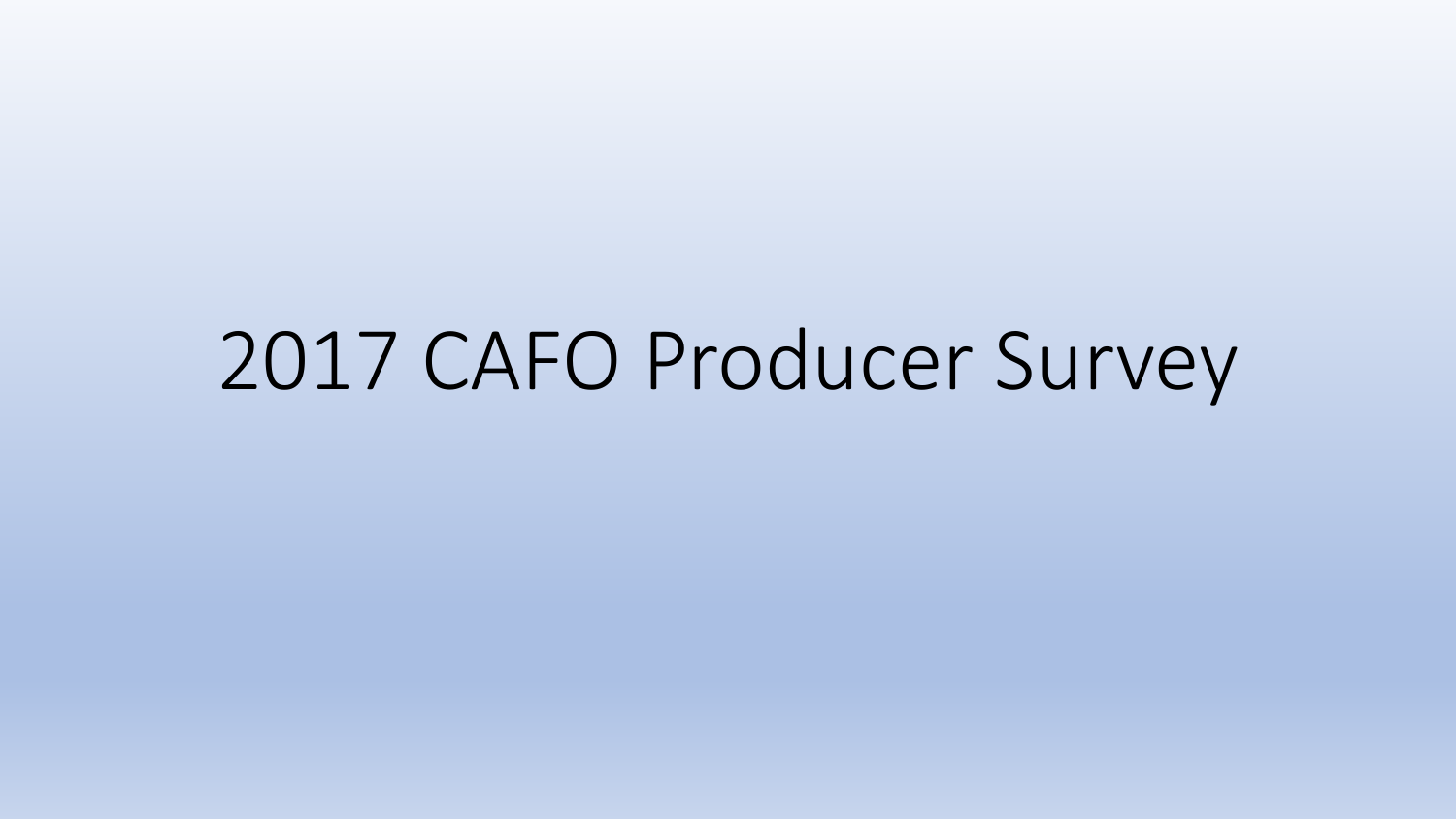# 2017 CAFO Producer Survey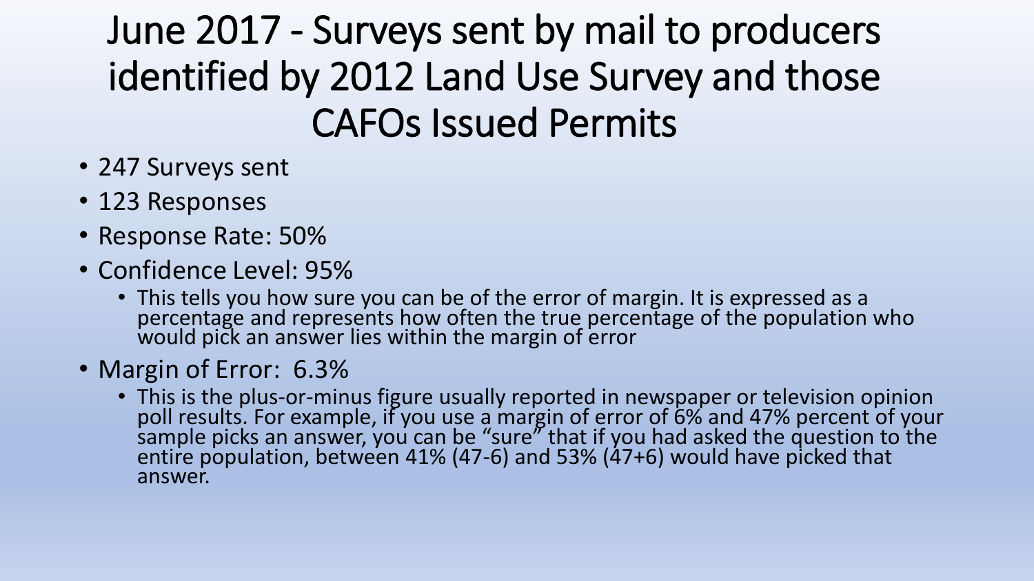# June 2017 - Surveys sent by mail to producers identified by 2012 Land Use Survey and those CAFOs Issued Permits

- 247 Surveys sent
- 123 Responses
- Response Rate: 50%
- Confidence Level: 95%
  - This tells you how sure you can be of the error of margin. It is expressed as a percentage and represents how often the true percentage of the population who would pick an answer lies within the margin of error
- Margin of Error: 6.3%
  - This is the plus-or-minus figure usually reported in newspaper or television opinion poll results. For example, if you use a margin of error of 6% and 47% percent of your sample picks an answer, you can be "sure" that if you had asked the question to the entire population, between 41% (47-6) and 53% (47+6) would have picked that answer.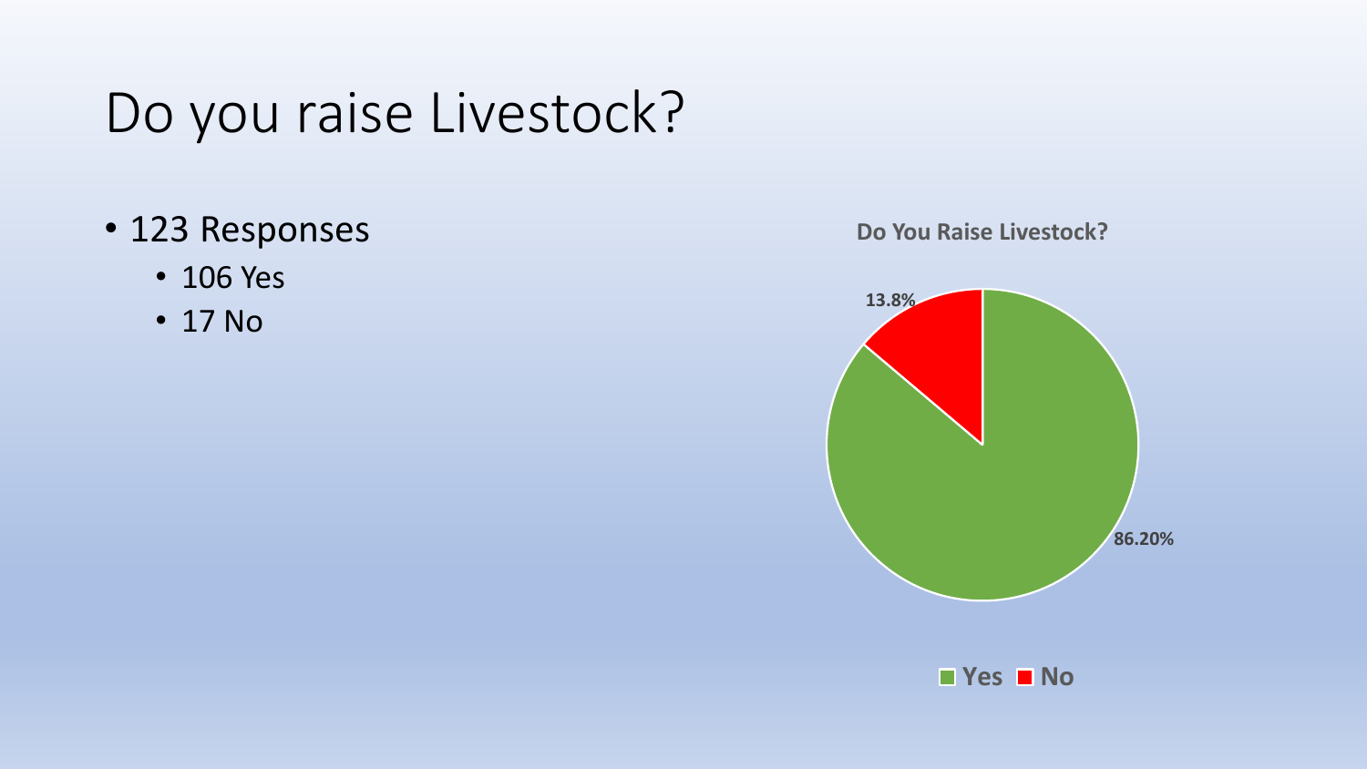# Do you raise Livestock?

- 123 Responses
  - 106 Yes
  - 17 No

**Do You Raise Livestock?**

13.8%

86.20%

Yes No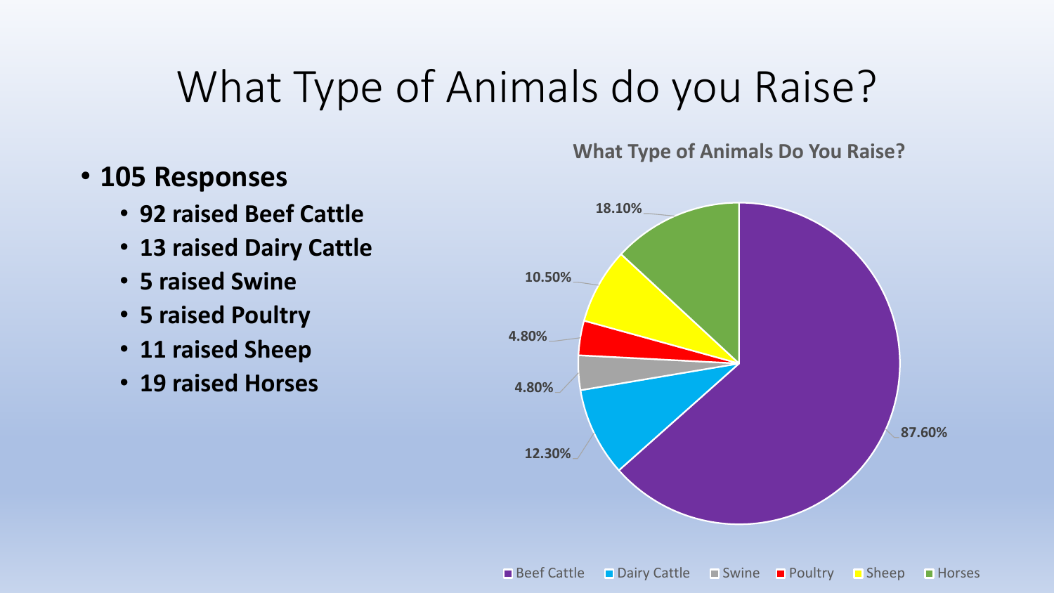# What Type of Animals do you Raise?

- **105 Responses**
  - **92 raised Beef Cattle**
  - **13 raised Dairy Cattle**
  - **5 raised Swine**
  - **5 raised Poultry**
  - **11 raised Sheep**
  - **19 raised Horses**

**What Type of Animals Do You Raise?**

18.10%

10.50%

4.80%

4.80%

12.30%

87.60%

Beef Cattle, Dairy Cattle, Swine, Poultry, Sheep, Horses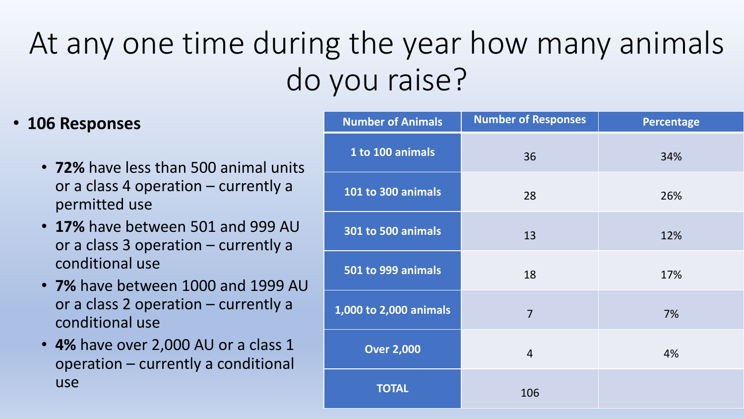# At any one time during the year how many animals do you raise?

- **106 Responses**
  - **72%** have less than 500 animal units or a class 4 operation – currently a permitted use
  - **17%** have between 501 and 999 AU or a class 3 operation – currently a conditional use
  - **7%** have between 1000 and 1999 AU or a class 2 operation – currently a conditional use
  - **4%** have over 2,000 AU or a class 1 operation – currently a conditional use

| Number of Animals | Number of Responses | Percentage |
|---|---|---|
| 1 to 100 animals | 36 | 34% |
| 101 to 300 animals | 28 | 26% |
| 301 to 500 animals | 13 | 12% |
| 501 to 999 animals | 18 | 17% |
| 1,000 to 2,000 animals | 7 | 7% |
| Over 2,000 | 4 | 4% |
| TOTAL | 106 | |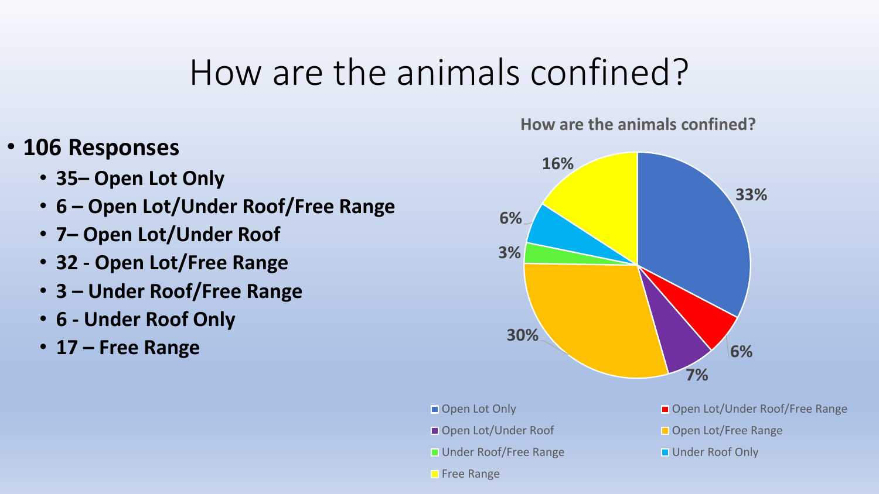# How are the animals confined?

- **106 Responses**
  - **35– Open Lot Only**
  - **6 – Open Lot/Under Roof/Free Range**
  - **7– Open Lot/Under Roof**
  - **32 - Open Lot/Free Range**
  - **3 – Under Roof/Free Range**
  - **6 - Under Roof Only**
  - **17 – Free Range**

**How are the animals confined?**

33%
6%
7%
30%
3%
6%
16%

Open Lot Only
Open Lot/Under Roof/Free Range
Open Lot/Under Roof
Open Lot/Free Range
Under Roof/Free Range
Under Roof Only
Free Range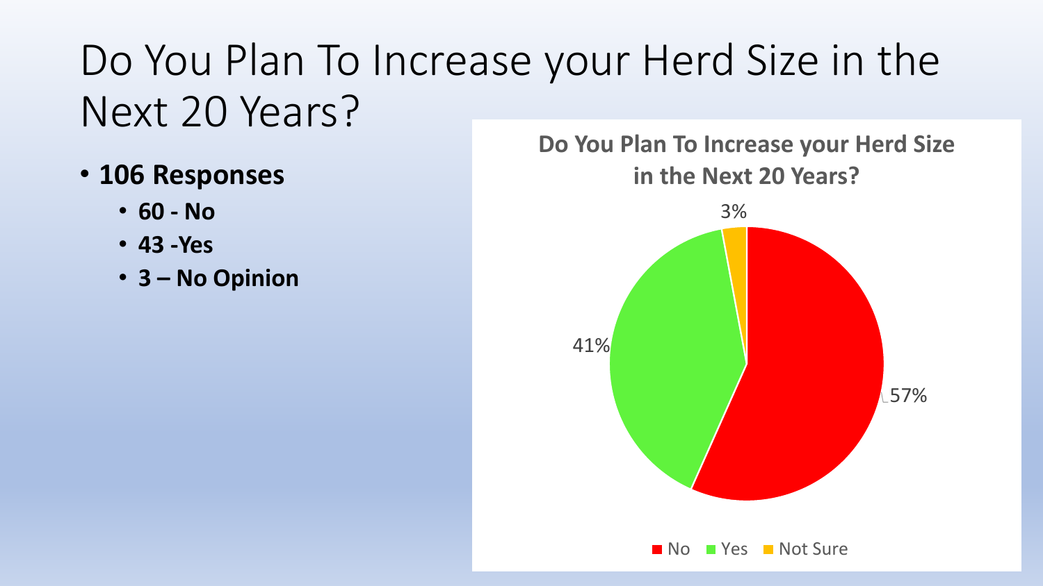# Do You Plan To Increase your Herd Size in the Next 20 Years?

- **106 Responses**
  - **60 - No**
  - **43 -Yes**
  - **3 – No Opinion**

**Do You Plan To Increase your Herd Size in the Next 20 Years?**

3%

41%

57%

No Yes Not Sure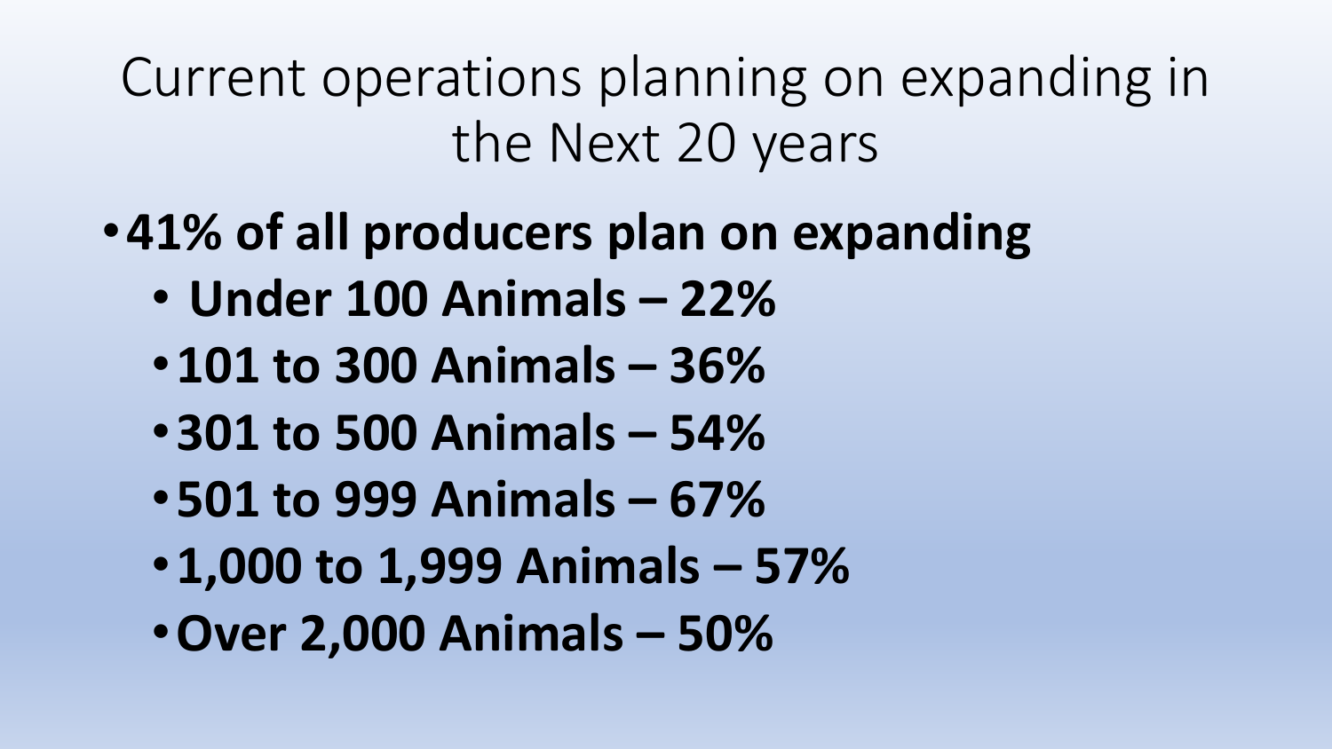# Current operations planning on expanding in the Next 20 years

- **41% of all producers plan on expanding**
  - **Under 100 Animals – 22%**
  - **101 to 300 Animals – 36%**
  - **301 to 500 Animals – 54%**
  - **501 to 999 Animals – 67%**
  - **1,000 to 1,999 Animals – 57%**
  - **Over 2,000 Animals – 50%**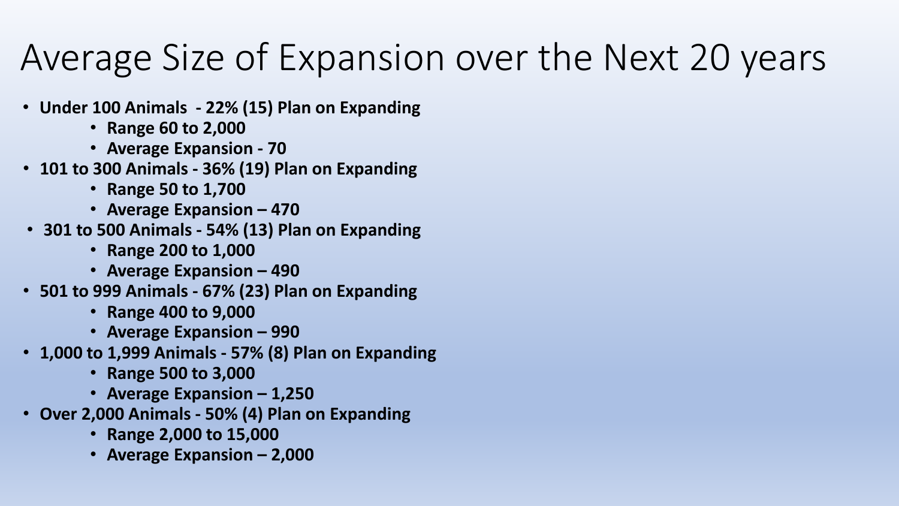# Average Size of Expansion over the Next 20 years

- **Under 100 Animals - 22% (15) Plan on Expanding**
  - **Range 60 to 2,000**
  - **Average Expansion - 70**
- **101 to 300 Animals - 36% (19) Plan on Expanding**
  - **Range 50 to 1,700**
  - **Average Expansion – 470**
- **301 to 500 Animals - 54% (13) Plan on Expanding**
  - **Range 200 to 1,000**
  - **Average Expansion – 490**
- **501 to 999 Animals - 67% (23) Plan on Expanding**
  - **Range 400 to 9,000**
  - **Average Expansion – 990**
- **1,000 to 1,999 Animals - 57% (8) Plan on Expanding**
  - **Range 500 to 3,000**
  - **Average Expansion – 1,250**
- **Over 2,000 Animals - 50% (4) Plan on Expanding**
  - **Range 2,000 to 15,000**
  - **Average Expansion – 2,000**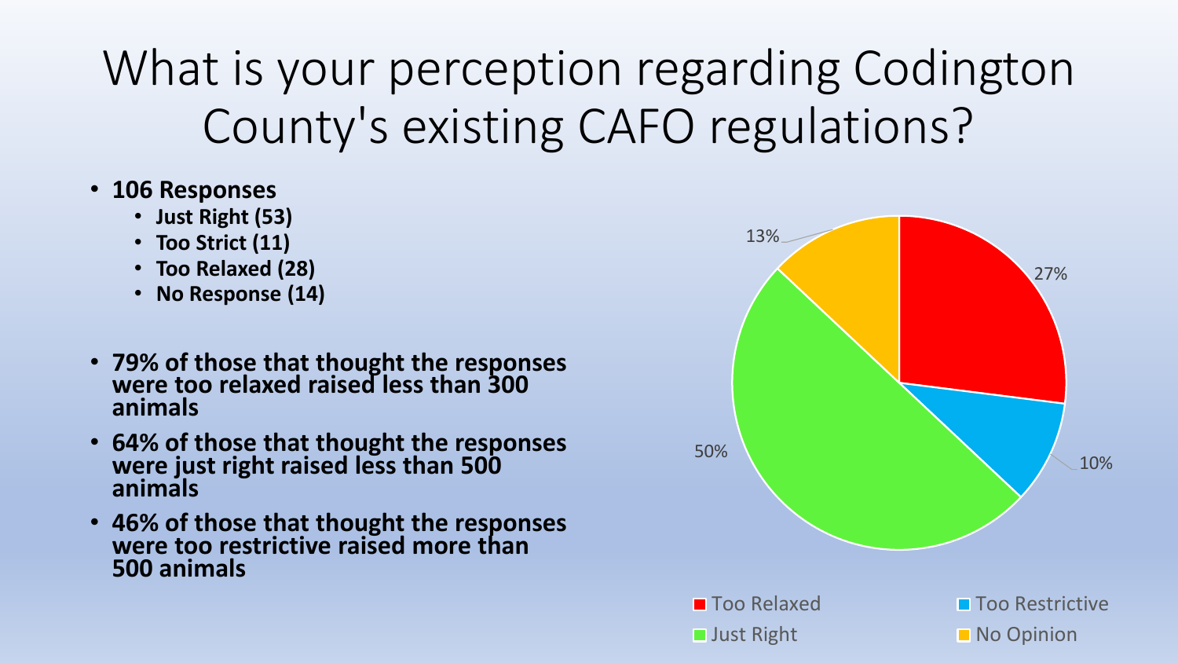# What is your perception regarding Codington County's existing CAFO regulations?

- **106 Responses**
  - **Just Right (53)**
  - **Too Strict (11)**
  - **Too Relaxed (28)**
  - **No Response (14)**

- **79% of those that thought the responses were too relaxed raised less than 300 animals**
- **64% of those that thought the responses were just right raised less than 500 animals**
- **46% of those that thought the responses were too restrictive raised more than 500 animals**

13%
27%
10%
50%

Too Relaxed
Too Restrictive
Just Right
No Opinion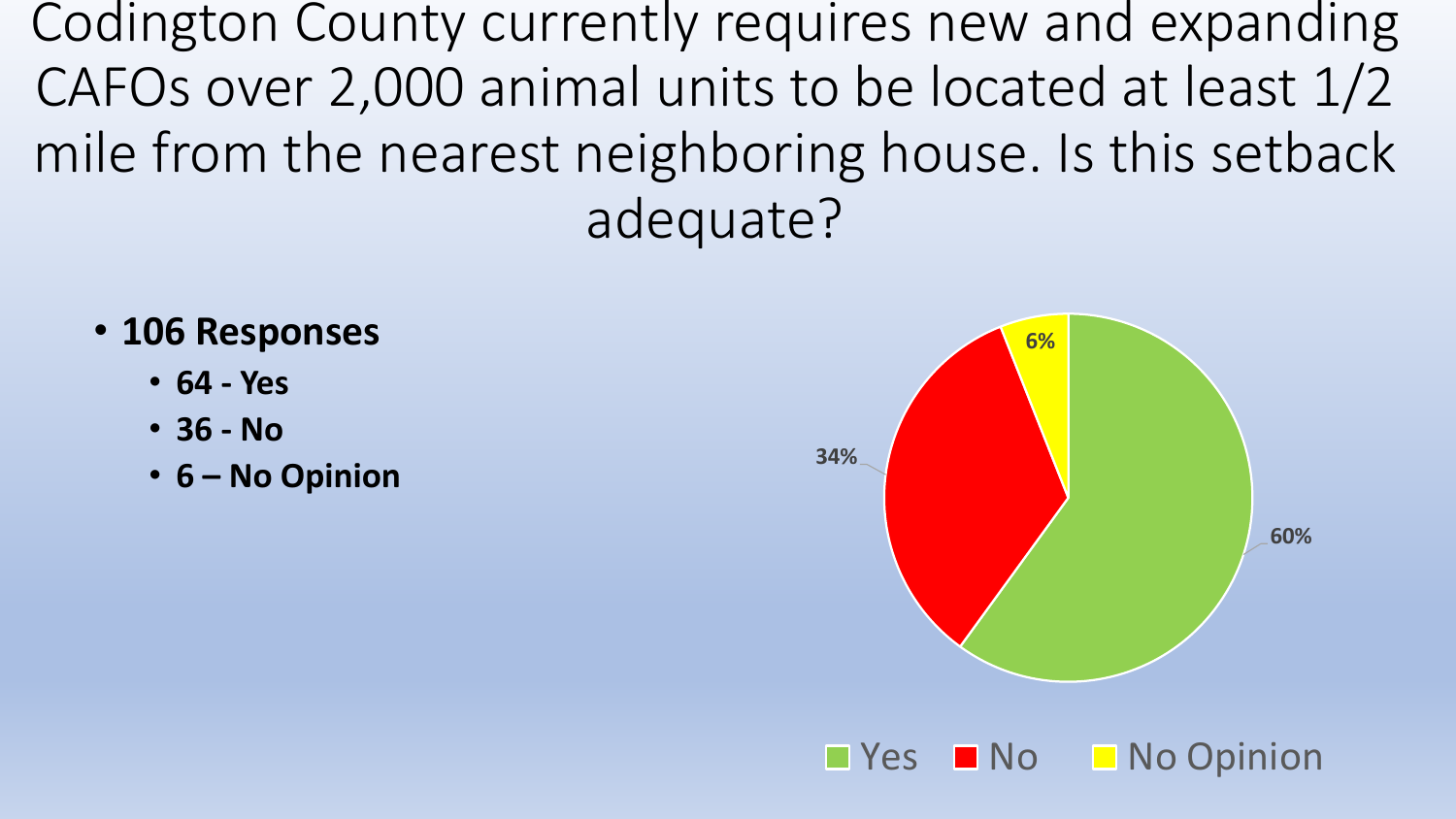# Codington County currently requires new and expanding CAFOs over 2,000 animal units to be located at least 1/2 mile from the nearest neighboring house. Is this setback adequate?

- **106 Responses**
  - **64 - Yes**
  - **36 - No**
  - **6 – No Opinion**

6%

34%

60%

Yes No No Opinion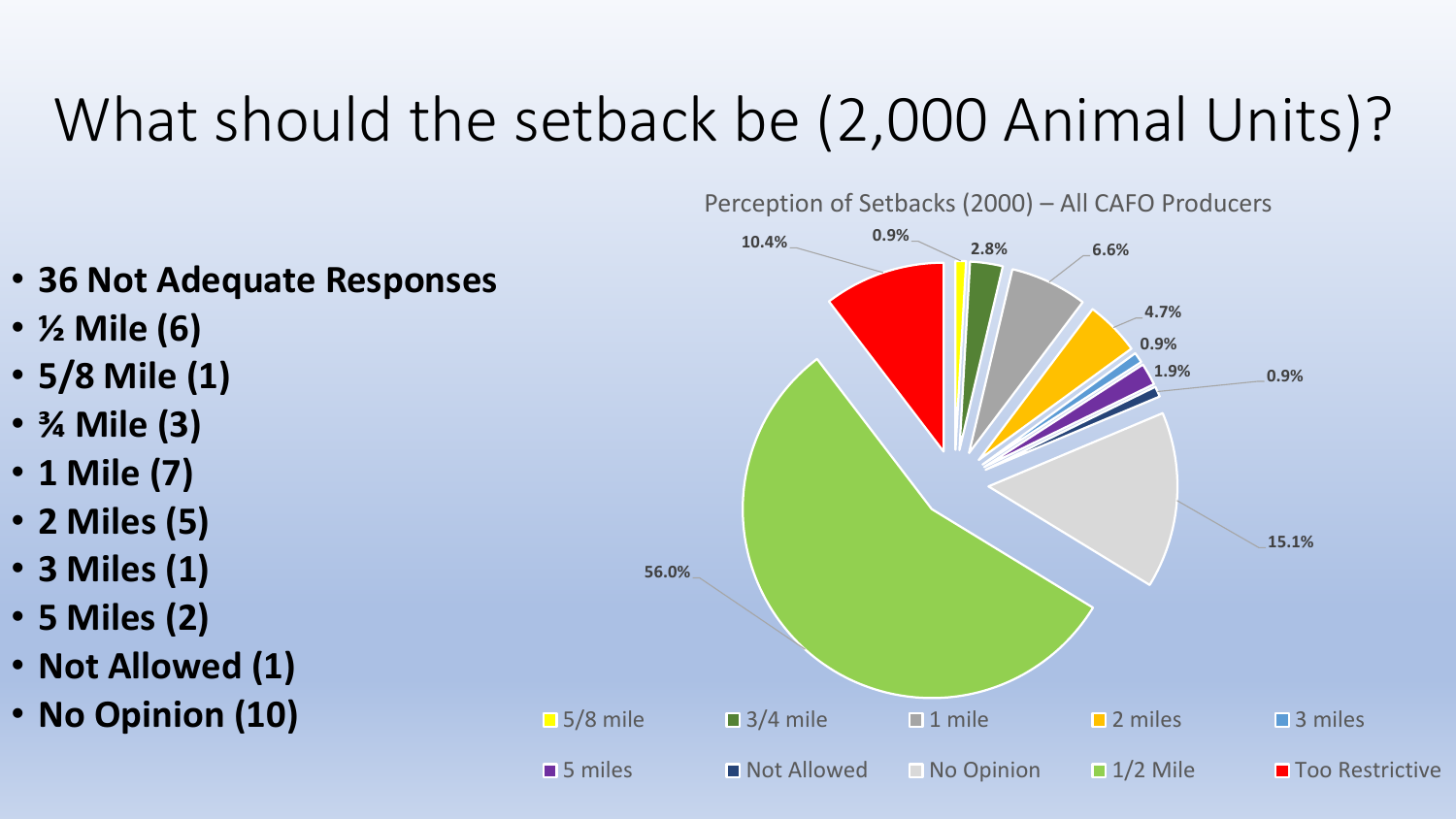# What should the setback be (2,000 Animal Units)?

- **36 Not Adequate Responses**
- **½ Mile (6)**
- **5/8 Mile (1)**
- **¾ Mile (3)**
- **1 Mile (7)**
- **2 Miles (5)**
- **3 Miles (1)**
- **5 Miles (2)**
- **Not Allowed (1)**
- **No Opinion (10)**

Perception of Setbacks (2000) – All CAFO Producers

10.4%
0.9%
2.8%
6.6%
4.7%
0.9%
1.9%
0.9%
15.1%
56.0%

5/8 mile
3/4 mile
1 mile
2 miles
3 miles
5 miles
Not Allowed
No Opinion
1/2 Mile
Too Restrictive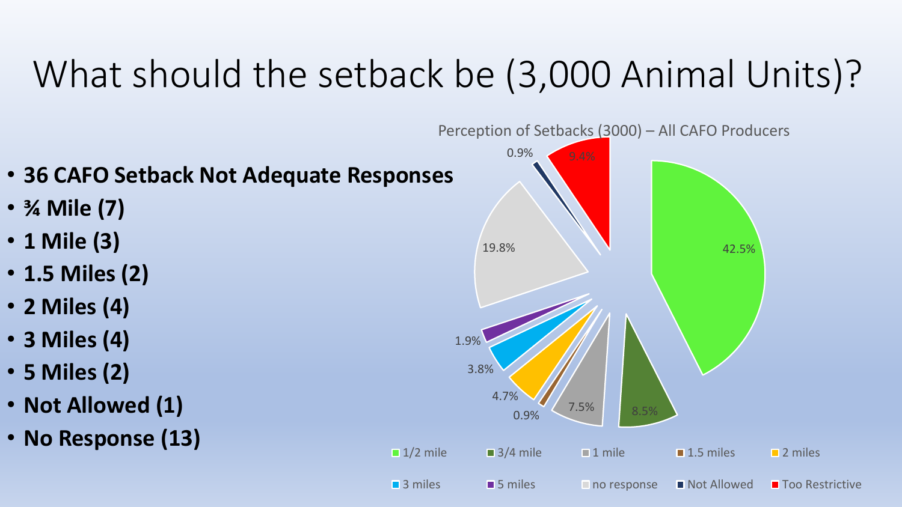# What should the setback be (3,000 Animal Units)?

- **36 CAFO Setback Not Adequate Responses**
- **¾ Mile (7)**
- **1 Mile (3)**
- **1.5 Miles (2)**
- **2 Miles (4)**
- **3 Miles (4)**
- **5 Miles (2)**
- **Not Allowed (1)**
- **No Response (13)**

Perception of Setbacks (3000) – All CAFO Producers

42.5%
8.5%
7.5%
0.9%
4.7%
3.8%
1.9%
19.8%
0.9%
9.4%

1/2 mile
3/4 mile
1 mile
1.5 miles
2 miles
3 miles
5 miles
no response
Not Allowed
Too Restrictive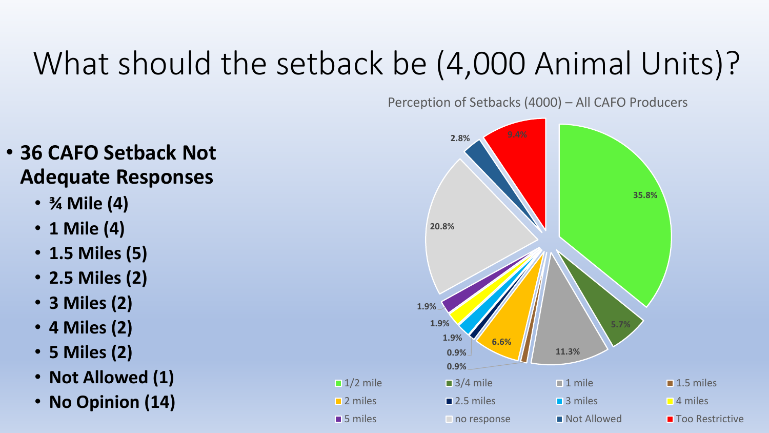# What should the setback be (4,000 Animal Units)?

- **36 CAFO Setback Not Adequate Responses**
  - **¾ Mile (4)**
  - **1 Mile (4)**
  - **1.5 Miles (5)**
  - **2.5 Miles (2)**
  - **3 Miles (2)**
  - **4 Miles (2)**
  - **5 Miles (2)**
  - **Not Allowed (1)**
  - **No Opinion (14)**

Perception of Setbacks (4000) – All CAFO Producers

35.8%
5.7%
11.3%
0.9%
6.6%
0.9%
1.9%
1.9%
1.9%
20.8%
2.8%
9.4%

1/2 mile
3/4 mile
1 mile
1.5 miles
2 miles
2.5 miles
3 miles
4 miles
5 miles
no response
Not Allowed
Too Restrictive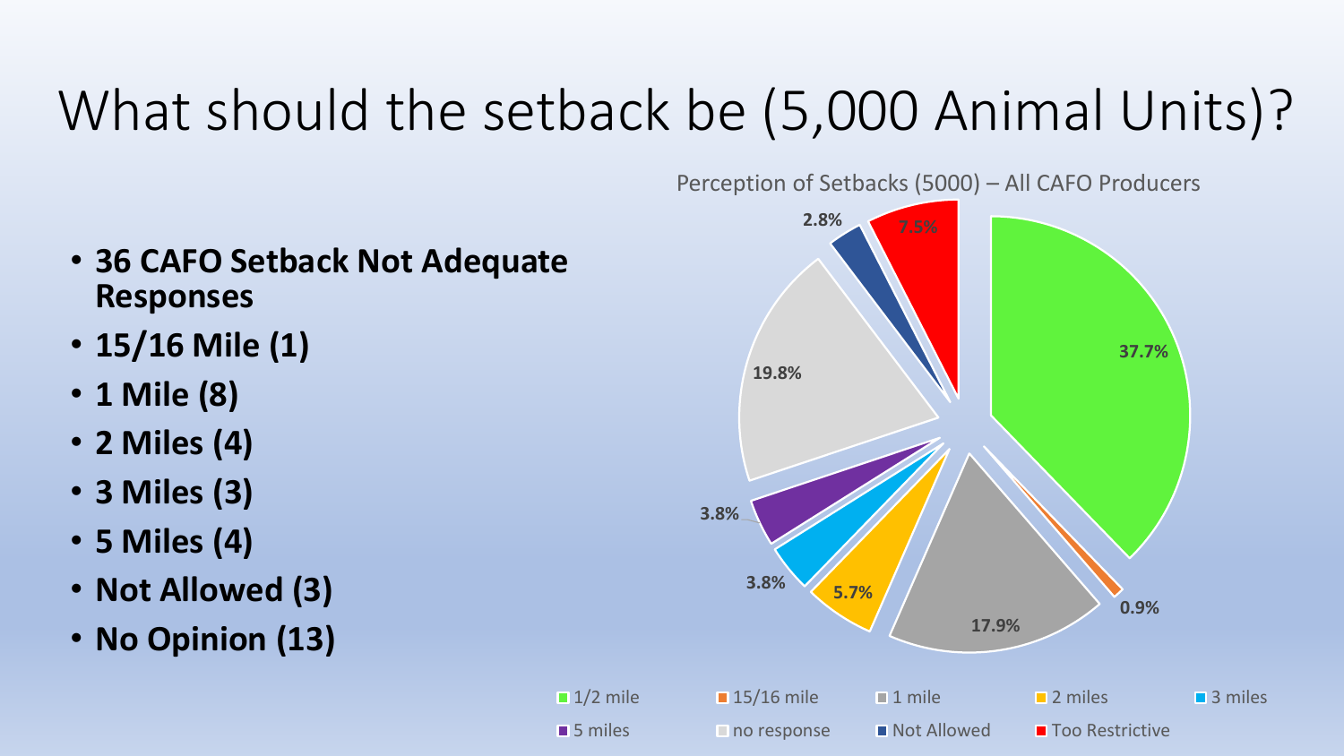# What should the setback be (5,000 Animal Units)?

- **36 CAFO Setback Not Adequate Responses**
- **15/16 Mile (1)**
- **1 Mile (8)**
- **2 Miles (4)**
- **3 Miles (3)**
- **5 Miles (4)**
- **Not Allowed (3)**
- **No Opinion (13)**

Perception of Setbacks (5000) – All CAFO Producers

37.7%
0.9%
17.9%
5.7%
3.8%
3.8%
19.8%
2.8%
7.5%

1/2 mile
15/16 mile
1 mile
2 miles
3 miles
5 miles
no response
Not Allowed
Too Restrictive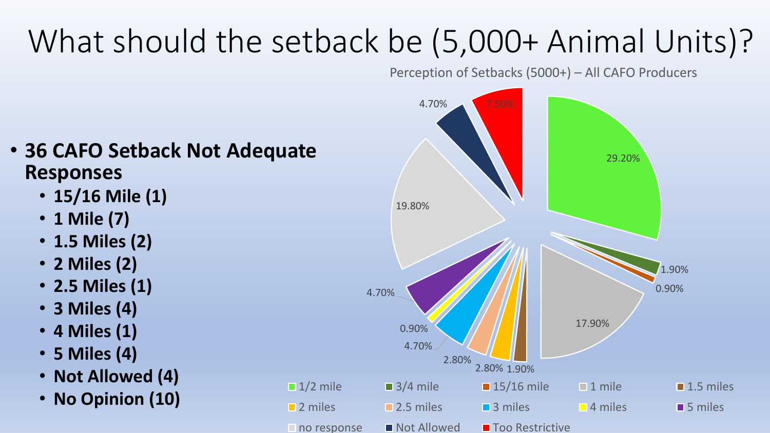# What should the setback be (5,000+ Animal Units)?

- **36 CAFO Setback Not Adequate Responses**
  - **15/16 Mile (1)**
  - **1 Mile (7)**
  - **1.5 Miles (2)**
  - **2 Miles (2)**
  - **2.5 Miles (1)**
  - **3 Miles (4)**
  - **4 Miles (1)**
  - **5 Miles (4)**
  - **Not Allowed (4)**
  - **No Opinion (10)**

Perception of Setbacks (5000+) – All CAFO Producers

29.20%
1.90%
0.90%
17.90%
1.90%
2.80%
2.80%
4.70%
0.90%
4.70%
19.80%
4.70%
7.50%

1/2 mile
3/4 mile
15/16 mile
1 mile
1.5 miles
2 miles
2.5 miles
3 miles
4 miles
5 miles
no response
Not Allowed
Too Restrictive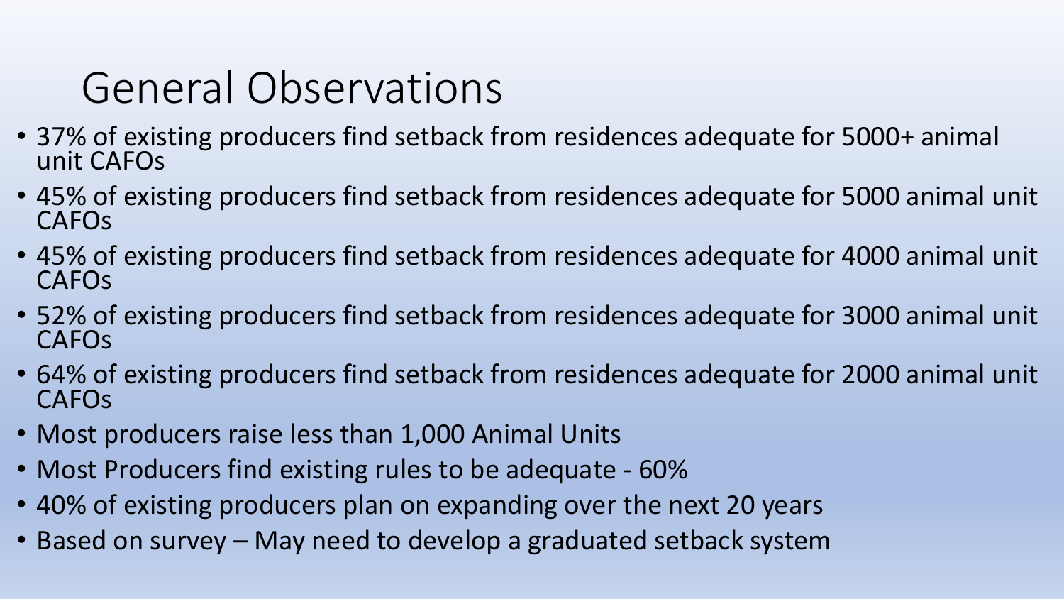# General Observations

- 37% of existing producers find setback from residences adequate for 5000+ animal unit CAFOs
- 45% of existing producers find setback from residences adequate for 5000 animal unit CAFOs
- 45% of existing producers find setback from residences adequate for 4000 animal unit CAFOs
- 52% of existing producers find setback from residences adequate for 3000 animal unit CAFOs
- 64% of existing producers find setback from residences adequate for 2000 animal unit CAFOs
- Most producers raise less than 1,000 Animal Units
- Most Producers find existing rules to be adequate - 60%
- 40% of existing producers plan on expanding over the next 20 years
- Based on survey – May need to develop a graduated setback system